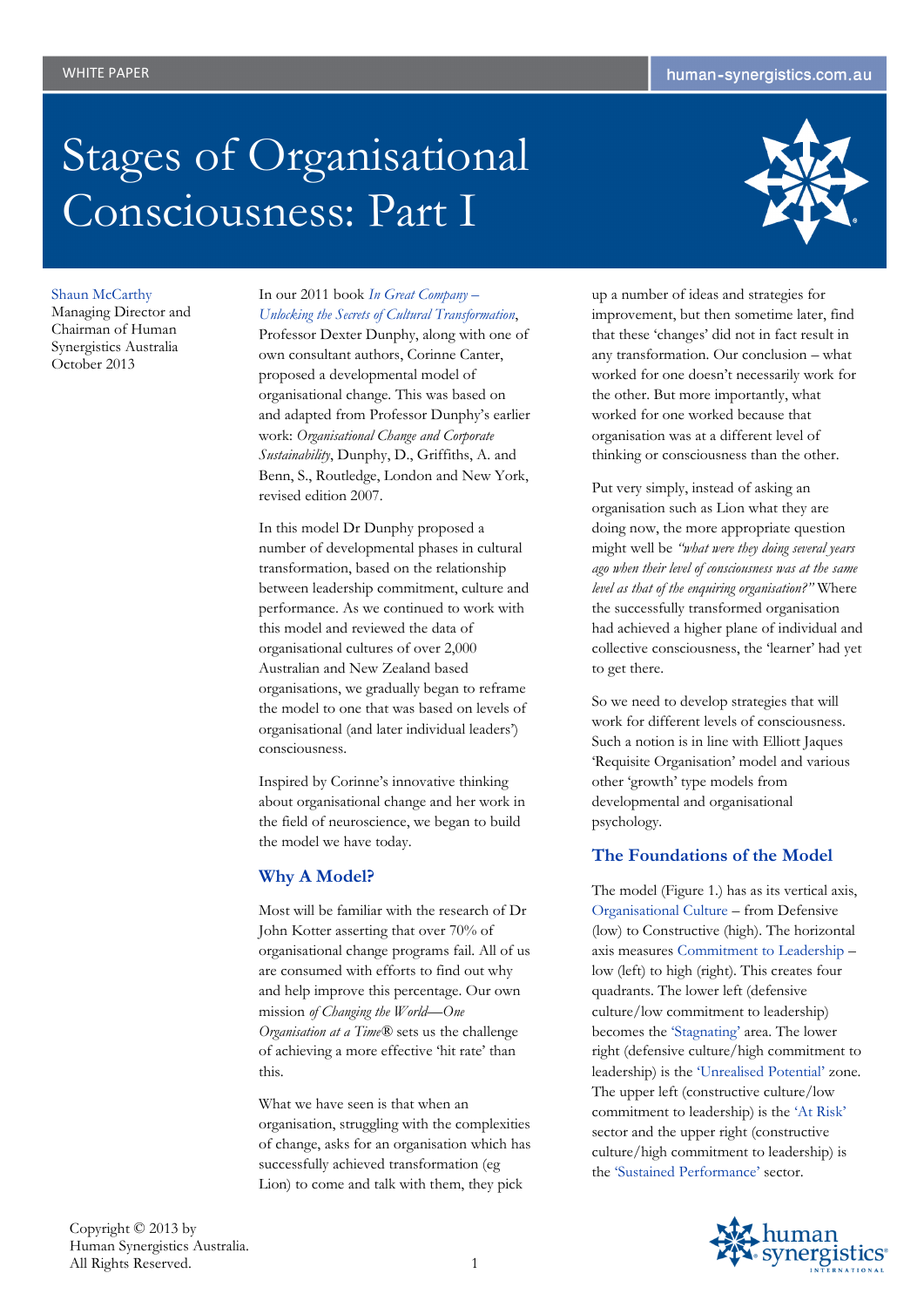WHITE PAPER

# Stages of Organisational Consciousness: Part I

Shaun McCarthy
Managing Director and Chairman of Human Synergistics Australia
October 2013

In our 2011 book *In Great Company – Unlocking the Secrets of Cultural Transformation*, Professor Dexter Dunphy, along with one of own consultant authors, Corinne Canter, proposed a developmental model of organisational change. This was based on and adapted from Professor Dunphy's earlier work: *Organisational Change and Corporate Sustainability*, Dunphy, D., Griffiths, A. and Benn, S., Routledge, London and New York, revised edition 2007.

In this model Dr Dunphy proposed a number of developmental phases in cultural transformation, based on the relationship between leadership commitment, culture and performance. As we continued to work with this model and reviewed the data of organisational cultures of over 2,000 Australian and New Zealand based organisations, we gradually began to reframe the model to one that was based on levels of organisational (and later individual leaders') consciousness.

Inspired by Corinne's innovative thinking about organisational change and her work in the field of neuroscience, we began to build the model we have today.

## Why A Model?

Most will be familiar with the research of Dr John Kotter asserting that over 70% of organisational change programs fail. All of us are consumed with efforts to find out why and help improve this percentage. Our own mission *of Changing the World—One Organisation at a Time®* sets us the challenge of achieving a more effective 'hit rate' than this.

What we have seen is that when an organisation, struggling with the complexities of change, asks for an organisation which has successfully achieved transformation (eg Lion) to come and talk with them, they pick up a number of ideas and strategies for improvement, but then sometime later, find that these 'changes' did not in fact result in any transformation. Our conclusion – what worked for one doesn't necessarily work for the other. But more importantly, what worked for one worked because that organisation was at a different level of thinking or consciousness than the other.

Put very simply, instead of asking an organisation such as Lion what they are doing now, the more appropriate question might well be *"what were they doing several years ago when their level of consciousness was at the same level as that of the enquiring organisation?"* Where the successfully transformed organisation had achieved a higher plane of individual and collective consciousness, the 'learner' had yet to get there.

So we need to develop strategies that will work for different levels of consciousness. Such a notion is in line with Elliott Jaques 'Requisite Organisation' model and various other 'growth' type models from developmental and organisational psychology.

## The Foundations of the Model

The model (Figure 1.) has as its vertical axis, Organisational Culture – from Defensive (low) to Constructive (high). The horizontal axis measures Commitment to Leadership – low (left) to high (right). This creates four quadrants. The lower left (defensive culture/low commitment to leadership) becomes the 'Stagnating' area. The lower right (defensive culture/high commitment to leadership) is the 'Unrealised Potential' zone. The upper left (constructive culture/low commitment to leadership) is the 'At Risk' sector and the upper right (constructive culture/high commitment to leadership) is the 'Sustained Performance' sector.

Copyright © 2013 by Human Synergistics Australia. All Rights Reserved.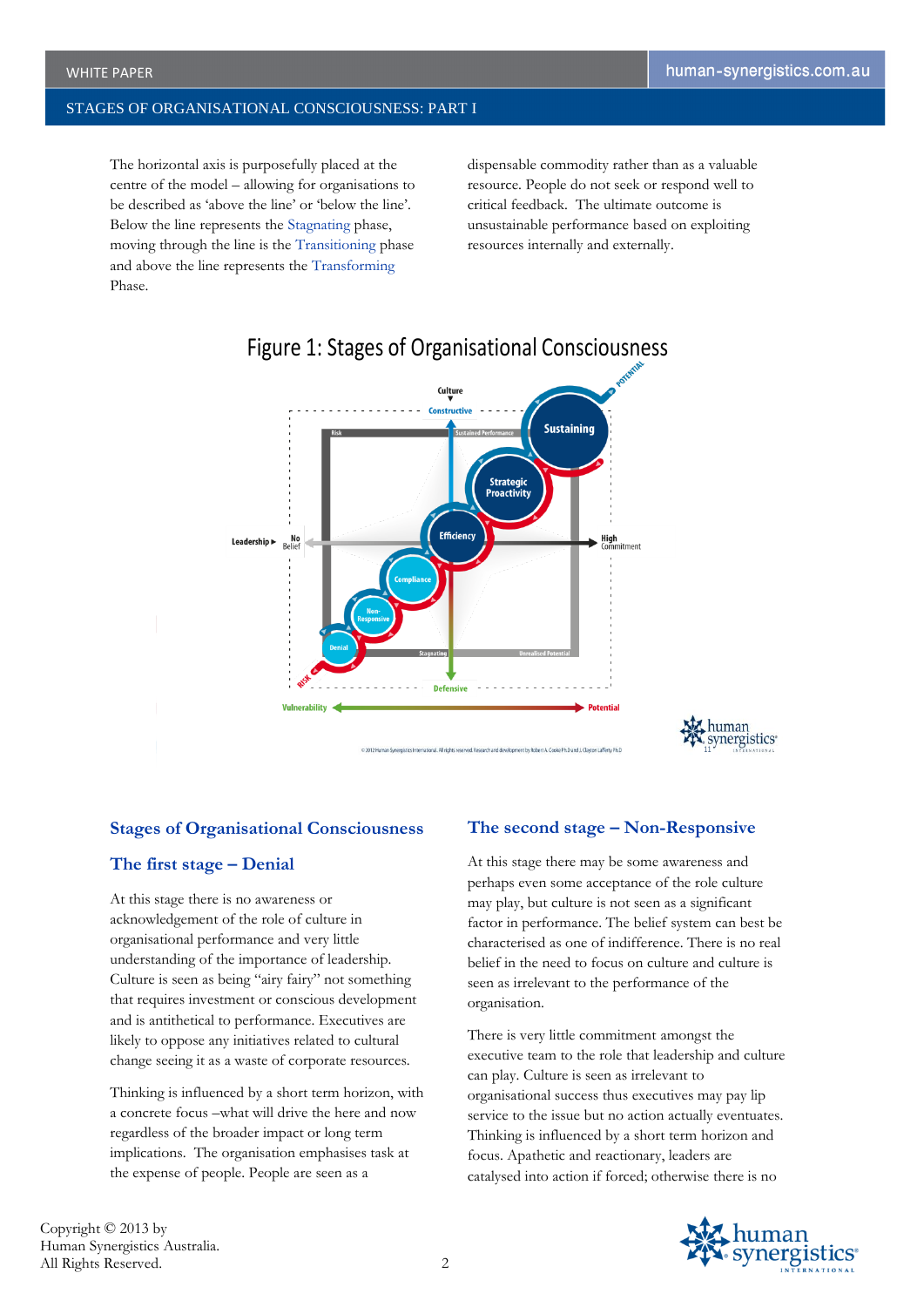The horizontal axis is purposefully placed at the centre of the model – allowing for organisations to be described as 'above the line' or 'below the line'. Below the line represents the Stagnating phase, moving through the line is the Transitioning phase and above the line represents the Transforming Phase.

Figure 1: Stages of Organisational Consciousness

## Stages of Organisational Consciousness

### The first stage – Denial

At this stage there is no awareness or acknowledgement of the role of culture in organisational performance and very little understanding of the importance of leadership. Culture is seen as being "airy fairy" not something that requires investment or conscious development and is antithetical to performance. Executives are likely to oppose any initiatives related to cultural change seeing it as a waste of corporate resources.

Thinking is influenced by a short term horizon, with a concrete focus –what will drive the here and now regardless of the broader impact or long term implications. The organisation emphasises task at the expense of people. People are seen as a dispensable commodity rather than as a valuable resource. People do not seek or respond well to critical feedback. The ultimate outcome is unsustainable performance based on exploiting resources internally and externally.

### The second stage – Non-Responsive

At this stage there may be some awareness and perhaps even some acceptance of the role culture may play, but culture is not seen as a significant factor in performance. The belief system can best be characterised as one of indifference. There is no real belief in the need to focus on culture and culture is seen as irrelevant to the performance of the organisation.

There is very little commitment amongst the executive team to the role that leadership and culture can play. Culture is seen as irrelevant to organisational success thus executives may pay lip service to the issue but no action actually eventuates. Thinking is influenced by a short term horizon and focus. Apathetic and reactionary, leaders are catalysed into action if forced; otherwise there is no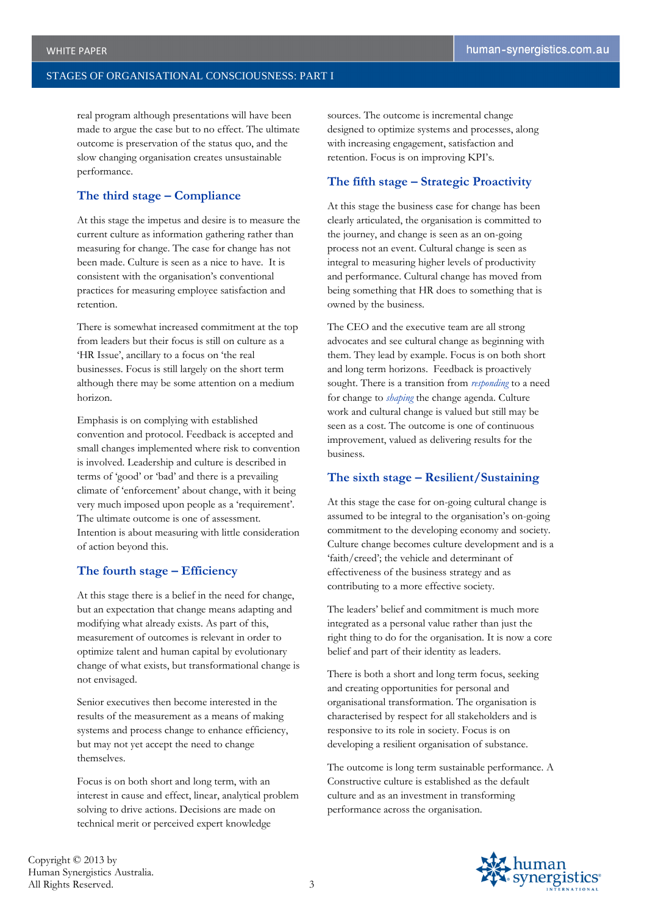real program although presentations will have been made to argue the case but to no effect. The ultimate outcome is preservation of the status quo, and the slow changing organisation creates unsustainable performance.

## The third stage – Compliance

At this stage the impetus and desire is to measure the current culture as information gathering rather than measuring for change. The case for change has not been made. Culture is seen as a nice to have. It is consistent with the organisation's conventional practices for measuring employee satisfaction and retention.

There is somewhat increased commitment at the top from leaders but their focus is still on culture as a 'HR Issue', ancillary to a focus on 'the real businesses. Focus is still largely on the short term although there may be some attention on a medium horizon.

Emphasis is on complying with established convention and protocol. Feedback is accepted and small changes implemented where risk to convention is involved. Leadership and culture is described in terms of 'good' or 'bad' and there is a prevailing climate of 'enforcement' about change, with it being very much imposed upon people as a 'requirement'. The ultimate outcome is one of assessment. Intention is about measuring with little consideration of action beyond this.

## The fourth stage – Efficiency

At this stage there is a belief in the need for change, but an expectation that change means adapting and modifying what already exists. As part of this, measurement of outcomes is relevant in order to optimize talent and human capital by evolutionary change of what exists, but transformational change is not envisaged.

Senior executives then become interested in the results of the measurement as a means of making systems and process change to enhance efficiency, but may not yet accept the need to change themselves.

Focus is on both short and long term, with an interest in cause and effect, linear, analytical problem solving to drive actions. Decisions are made on technical merit or perceived expert knowledge sources. The outcome is incremental change designed to optimize systems and processes, along with increasing engagement, satisfaction and retention. Focus is on improving KPI's.

## The fifth stage – Strategic Proactivity

At this stage the business case for change has been clearly articulated, the organisation is committed to the journey, and change is seen as an on-going process not an event. Cultural change is seen as integral to measuring higher levels of productivity and performance. Cultural change has moved from being something that HR does to something that is owned by the business.

The CEO and the executive team are all strong advocates and see cultural change as beginning with them. They lead by example. Focus is on both short and long term horizons. Feedback is proactively sought. There is a transition from *responding* to a need for change to *shaping* the change agenda. Culture work and cultural change is valued but still may be seen as a cost. The outcome is one of continuous improvement, valued as delivering results for the business.

## The sixth stage – Resilient/Sustaining

At this stage the case for on-going cultural change is assumed to be integral to the organisation's on-going commitment to the developing economy and society. Culture change becomes culture development and is a 'faith/creed'; the vehicle and determinant of effectiveness of the business strategy and as contributing to a more effective society.

The leaders' belief and commitment is much more integrated as a personal value rather than just the right thing to do for the organisation. It is now a core belief and part of their identity as leaders.

There is both a short and long term focus, seeking and creating opportunities for personal and organisational transformation. The organisation is characterised by respect for all stakeholders and is responsive to its role in society. Focus is on developing a resilient organisation of substance.

The outcome is long term sustainable performance. A Constructive culture is established as the default culture and as an investment in transforming performance across the organisation.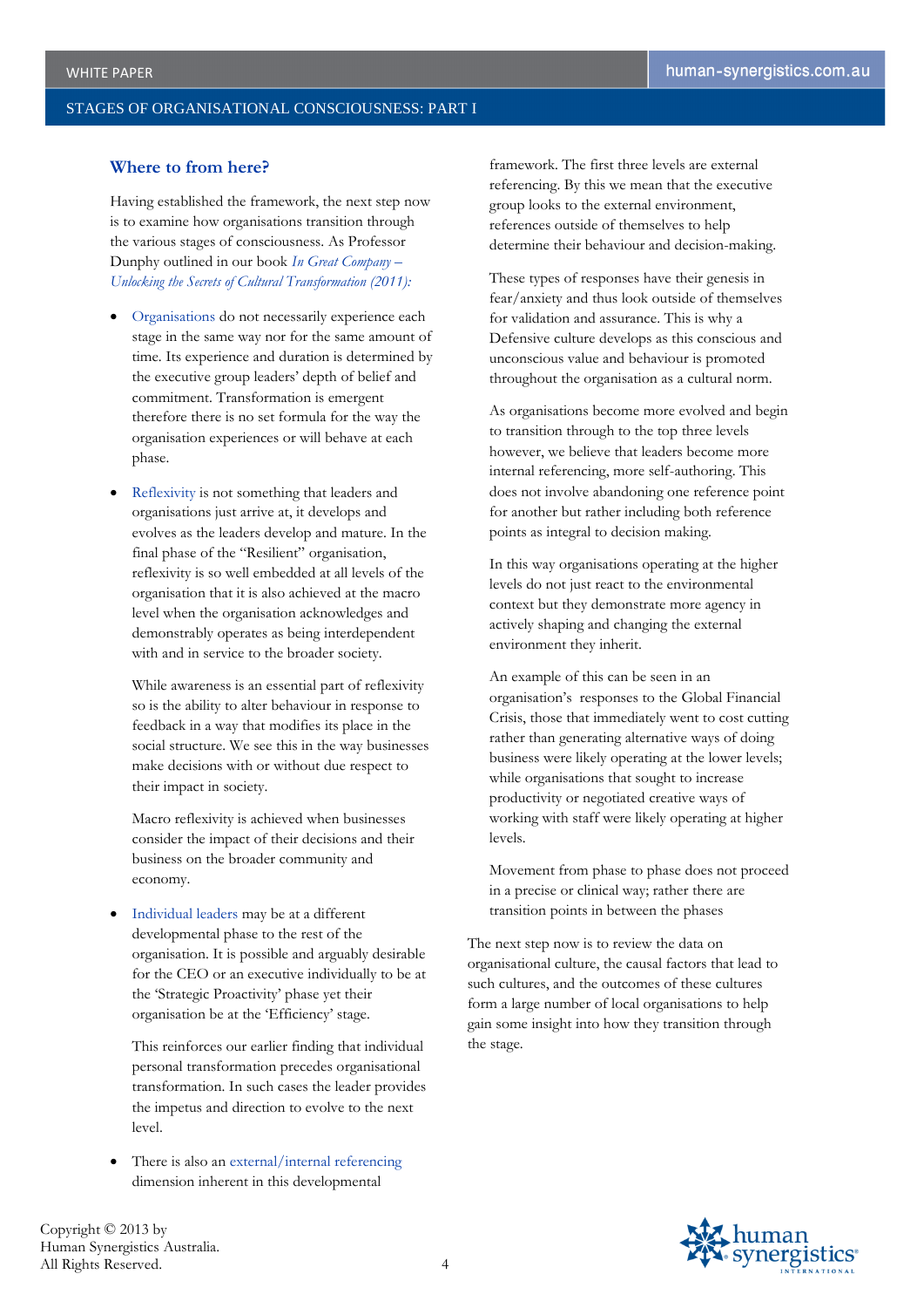## Where to from here?

Having established the framework, the next step now is to examine how organisations transition through the various stages of consciousness. As Professor Dunphy outlined in our book *In Great Company – Unlocking the Secrets of Cultural Transformation (2011):*

- Organisations do not necessarily experience each stage in the same way nor for the same amount of time. Its experience and duration is determined by the executive group leaders' depth of belief and commitment. Transformation is emergent therefore there is no set formula for the way the organisation experiences or will behave at each phase.

- Reflexivity is not something that leaders and organisations just arrive at, it develops and evolves as the leaders develop and mature. In the final phase of the "Resilient" organisation, reflexivity is so well embedded at all levels of the organisation that it is also achieved at the macro level when the organisation acknowledges and demonstrably operates as being interdependent with and in service to the broader society.

  While awareness is an essential part of reflexivity so is the ability to alter behaviour in response to feedback in a way that modifies its place in the social structure. We see this in the way businesses make decisions with or without due respect to their impact in society.

  Macro reflexivity is achieved when businesses consider the impact of their decisions and their business on the broader community and economy.

- Individual leaders may be at a different developmental phase to the rest of the organisation. It is possible and arguably desirable for the CEO or an executive individually to be at the 'Strategic Proactivity' phase yet their organisation be at the 'Efficiency' stage.

  This reinforces our earlier finding that individual personal transformation precedes organisational transformation. In such cases the leader provides the impetus and direction to evolve to the next level.

- There is also an external/internal referencing dimension inherent in this developmental framework. The first three levels are external referencing. By this we mean that the executive group looks to the external environment, references outside of themselves to help determine their behaviour and decision-making.

  These types of responses have their genesis in fear/anxiety and thus look outside of themselves for validation and assurance. This is why a Defensive culture develops as this conscious and unconscious value and behaviour is promoted throughout the organisation as a cultural norm.

  As organisations become more evolved and begin to transition through to the top three levels however, we believe that leaders become more internal referencing, more self-authoring. This does not involve abandoning one reference point for another but rather including both reference points as integral to decision making.

  In this way organisations operating at the higher levels do not just react to the environmental context but they demonstrate more agency in actively shaping and changing the external environment they inherit.

  An example of this can be seen in an organisation's responses to the Global Financial Crisis, those that immediately went to cost cutting rather than generating alternative ways of doing business were likely operating at the lower levels; while organisations that sought to increase productivity or negotiated creative ways of working with staff were likely operating at higher levels.

  Movement from phase to phase does not proceed in a precise or clinical way; rather there are transition points in between the phases

The next step now is to review the data on organisational culture, the causal factors that lead to such cultures, and the outcomes of these cultures form a large number of local organisations to help gain some insight into how they transition through the stage.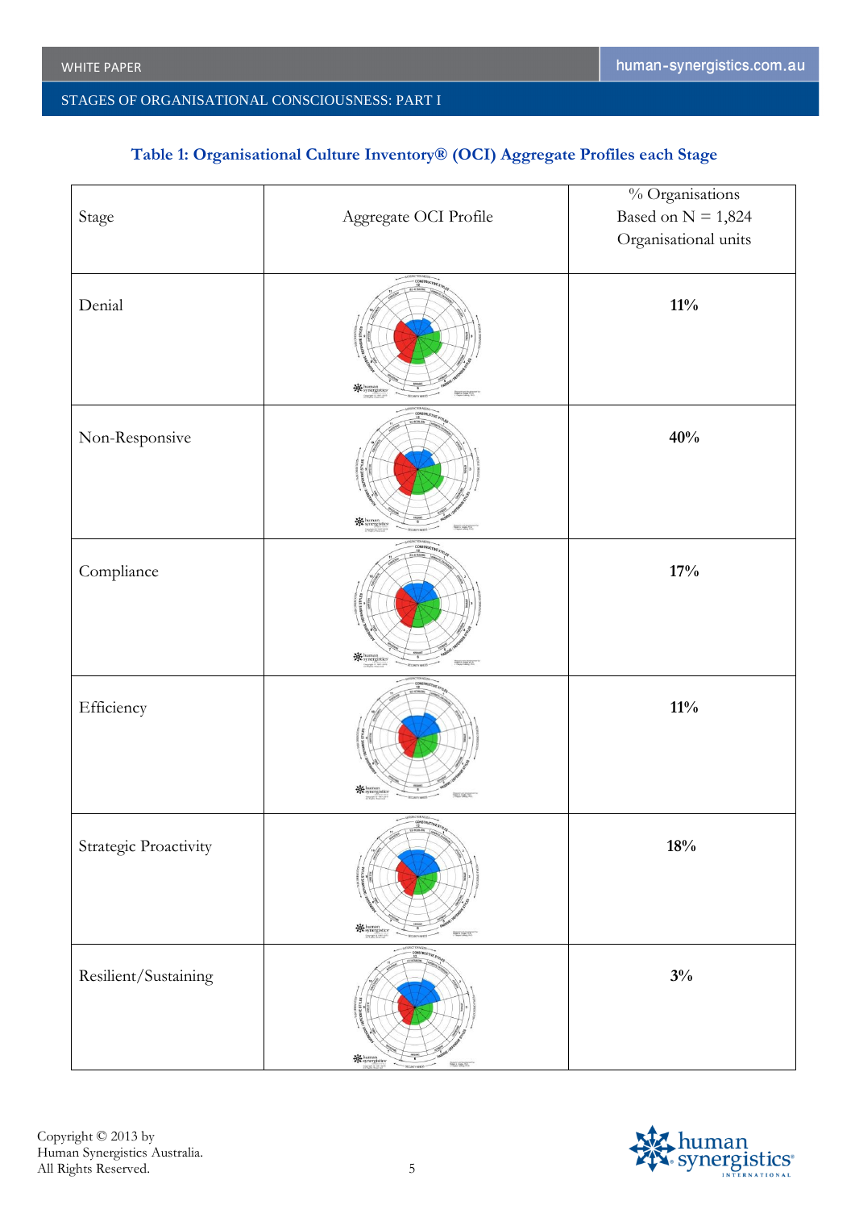**Table 1: Organisational Culture Inventory® (OCI) Aggregate Profiles each Stage**

| Stage | Aggregate OCI Profile | % Organisations Based on N = 1,824 Organisational units |
|---|---|---|
| Denial | | **11%** |
| Non-Responsive | | **40%** |
| Compliance | | **17%** |
| Efficiency | | **11%** |
| Strategic Proactivity | | **18%** |
| Resilient/Sustaining | | **3%** |

Copyright © 2013 by Human Synergistics Australia. All Rights Reserved.